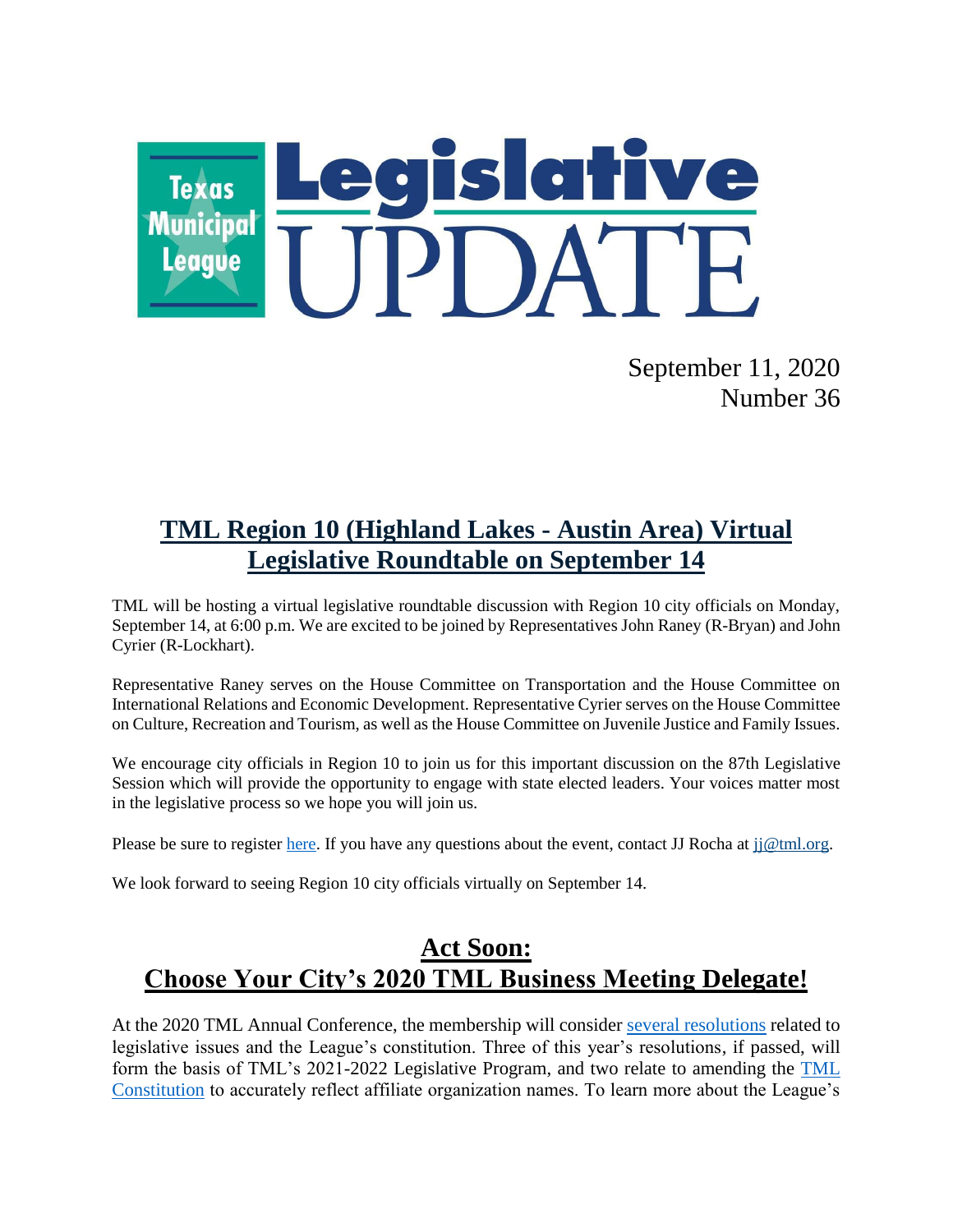# Texas Municipal League Legislative UPDATE

September 11, 2020
Number 36

## TML Region 10 (Highland Lakes - Austin Area) Virtual Legislative Roundtable on September 14

TML will be hosting a virtual legislative roundtable discussion with Region 10 city officials on Monday, September 14, at 6:00 p.m. We are excited to be joined by Representatives John Raney (R-Bryan) and John Cyrier (R-Lockhart).

Representative Raney serves on the House Committee on Transportation and the House Committee on International Relations and Economic Development. Representative Cyrier serves on the House Committee on Culture, Recreation and Tourism, as well as the House Committee on Juvenile Justice and Family Issues.

We encourage city officials in Region 10 to join us for this important discussion on the 87th Legislative Session which will provide the opportunity to engage with state elected leaders. Your voices matter most in the legislative process so we hope you will join us.

Please be sure to register here. If you have any questions about the event, contact JJ Rocha at jj@tml.org.

We look forward to seeing Region 10 city officials virtually on September 14.

## Act Soon: Choose Your City's 2020 TML Business Meeting Delegate!

At the 2020 TML Annual Conference, the membership will consider several resolutions related to legislative issues and the League's constitution. Three of this year's resolutions, if passed, will form the basis of TML's 2021-2022 Legislative Program, and two relate to amending the TML Constitution to accurately reflect affiliate organization names. To learn more about the League's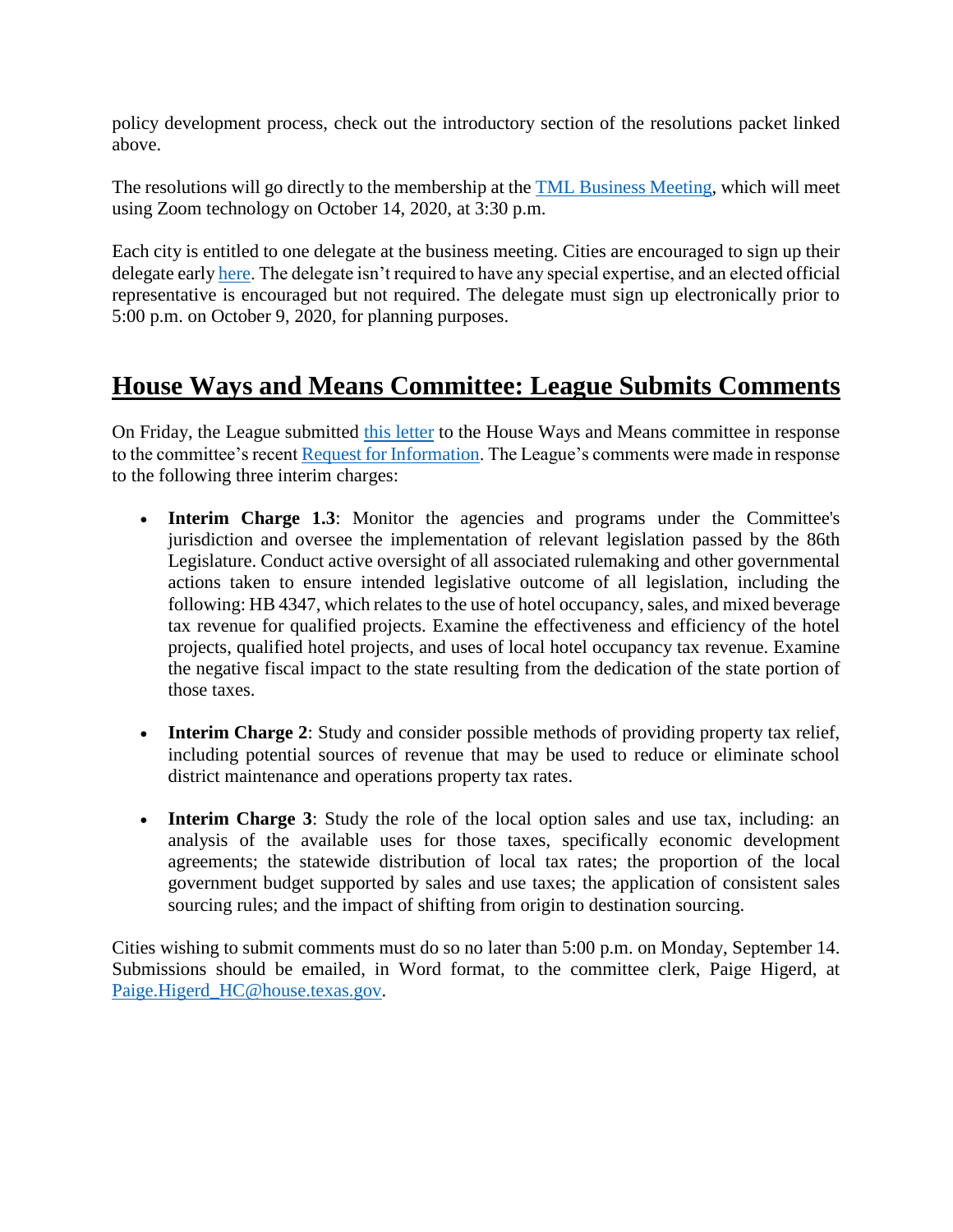policy development process, check out the introductory section of the resolutions packet linked above.

The resolutions will go directly to the membership at the TML Business Meeting, which will meet using Zoom technology on October 14, 2020, at 3:30 p.m.

Each city is entitled to one delegate at the business meeting. Cities are encouraged to sign up their delegate early here. The delegate isn't required to have any special expertise, and an elected official representative is encouraged but not required. The delegate must sign up electronically prior to 5:00 p.m. on October 9, 2020, for planning purposes.

## House Ways and Means Committee: League Submits Comments

On Friday, the League submitted this letter to the House Ways and Means committee in response to the committee's recent Request for Information. The League's comments were made in response to the following three interim charges:

- **Interim Charge 1.3**: Monitor the agencies and programs under the Committee's jurisdiction and oversee the implementation of relevant legislation passed by the 86th Legislature. Conduct active oversight of all associated rulemaking and other governmental actions taken to ensure intended legislative outcome of all legislation, including the following: HB 4347, which relates to the use of hotel occupancy, sales, and mixed beverage tax revenue for qualified projects. Examine the effectiveness and efficiency of the hotel projects, qualified hotel projects, and uses of local hotel occupancy tax revenue. Examine the negative fiscal impact to the state resulting from the dedication of the state portion of those taxes.

- **Interim Charge 2**: Study and consider possible methods of providing property tax relief, including potential sources of revenue that may be used to reduce or eliminate school district maintenance and operations property tax rates.

- **Interim Charge 3**: Study the role of the local option sales and use tax, including: an analysis of the available uses for those taxes, specifically economic development agreements; the statewide distribution of local tax rates; the proportion of the local government budget supported by sales and use taxes; the application of consistent sales sourcing rules; and the impact of shifting from origin to destination sourcing.

Cities wishing to submit comments must do so no later than 5:00 p.m. on Monday, September 14. Submissions should be emailed, in Word format, to the committee clerk, Paige Higerd, at Paige.Higerd_HC@house.texas.gov.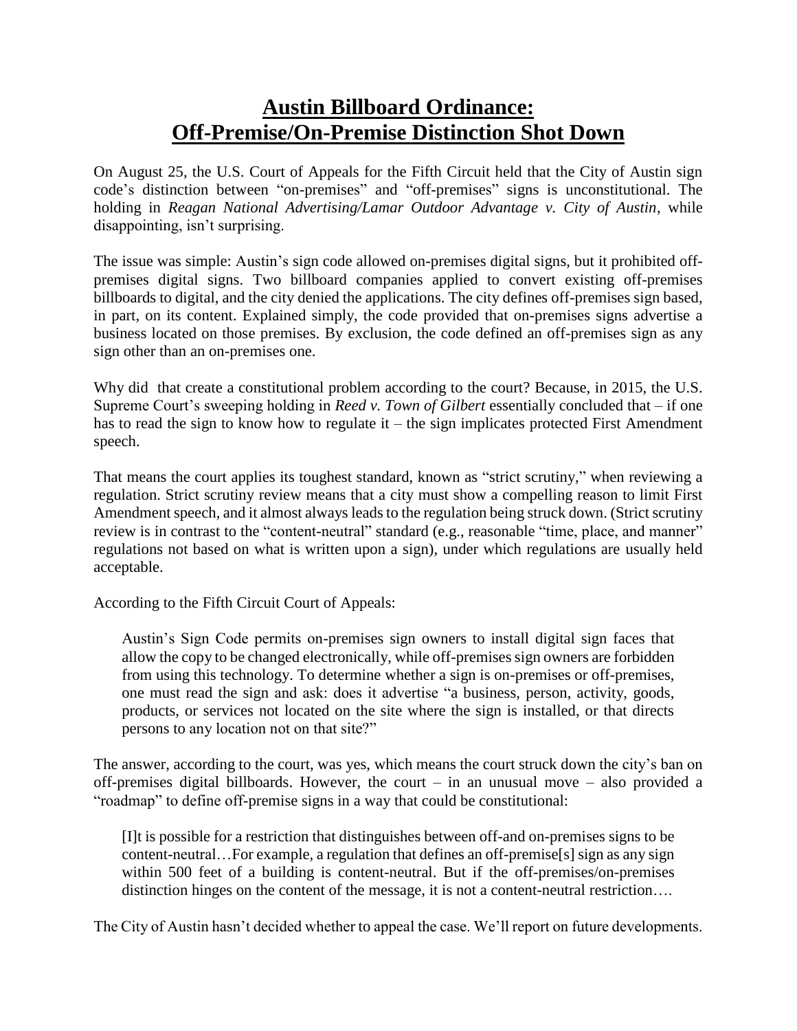# Austin Billboard Ordinance: Off-Premise/On-Premise Distinction Shot Down

On August 25, the U.S. Court of Appeals for the Fifth Circuit held that the City of Austin sign code's distinction between "on-premises" and "off-premises" signs is unconstitutional. The holding in *Reagan National Advertising/Lamar Outdoor Advantage v. City of Austin*, while disappointing, isn't surprising.

The issue was simple: Austin's sign code allowed on-premises digital signs, but it prohibited off-premises digital signs. Two billboard companies applied to convert existing off-premises billboards to digital, and the city denied the applications. The city defines off-premises sign based, in part, on its content. Explained simply, the code provided that on-premises signs advertise a business located on those premises. By exclusion, the code defined an off-premises sign as any sign other than an on-premises one.

Why did that create a constitutional problem according to the court? Because, in 2015, the U.S. Supreme Court's sweeping holding in *Reed v. Town of Gilbert* essentially concluded that – if one has to read the sign to know how to regulate it – the sign implicates protected First Amendment speech.

That means the court applies its toughest standard, known as "strict scrutiny," when reviewing a regulation. Strict scrutiny review means that a city must show a compelling reason to limit First Amendment speech, and it almost always leads to the regulation being struck down. (Strict scrutiny review is in contrast to the "content-neutral" standard (e.g., reasonable "time, place, and manner" regulations not based on what is written upon a sign), under which regulations are usually held acceptable.

According to the Fifth Circuit Court of Appeals:

> Austin's Sign Code permits on-premises sign owners to install digital sign faces that allow the copy to be changed electronically, while off-premises sign owners are forbidden from using this technology. To determine whether a sign is on-premises or off-premises, one must read the sign and ask: does it advertise "a business, person, activity, goods, products, or services not located on the site where the sign is installed, or that directs persons to any location not on that site?"

The answer, according to the court, was yes, which means the court struck down the city's ban on off-premises digital billboards. However, the court – in an unusual move – also provided a "roadmap" to define off-premise signs in a way that could be constitutional:

> [I]t is possible for a restriction that distinguishes between off-and on-premises signs to be content-neutral…For example, a regulation that defines an off-premise[s] sign as any sign within 500 feet of a building is content-neutral. But if the off-premises/on-premises distinction hinges on the content of the message, it is not a content-neutral restriction….

The City of Austin hasn't decided whether to appeal the case. We'll report on future developments.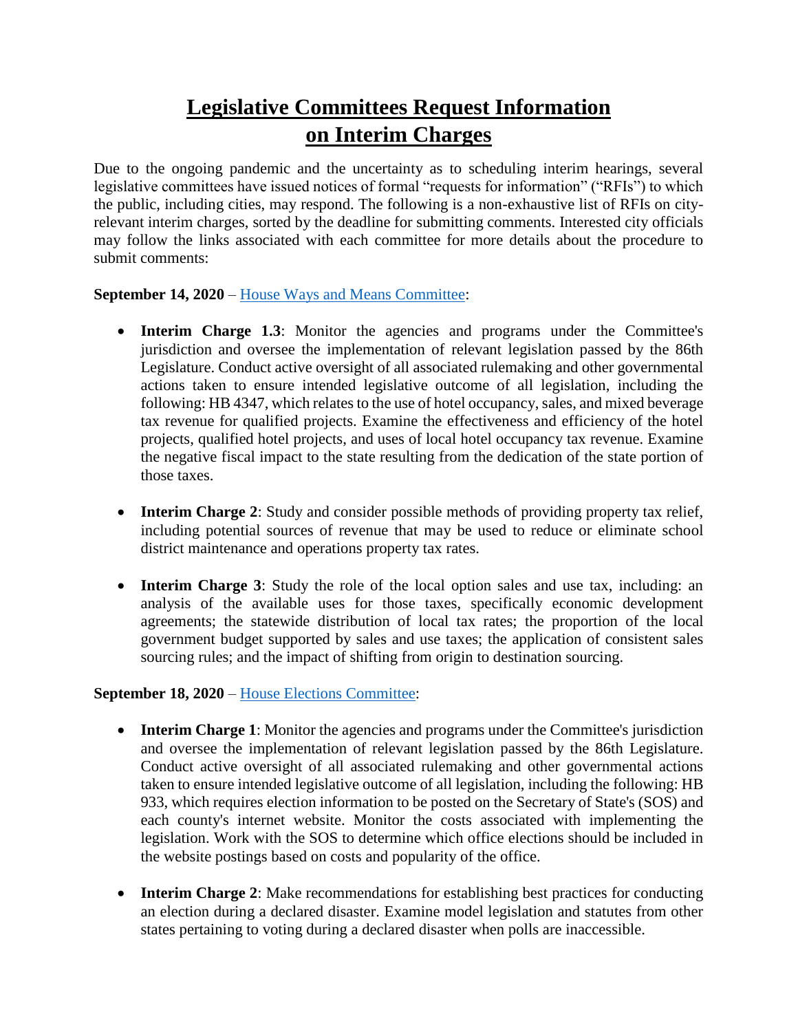# Legislative Committees Request Information on Interim Charges

Due to the ongoing pandemic and the uncertainty as to scheduling interim hearings, several legislative committees have issued notices of formal "requests for information" ("RFIs") to which the public, including cities, may respond. The following is a non-exhaustive list of RFIs on city-relevant interim charges, sorted by the deadline for submitting comments. Interested city officials may follow the links associated with each committee for more details about the procedure to submit comments:

**September 14, 2020** – House Ways and Means Committee:

- **Interim Charge 1.3**: Monitor the agencies and programs under the Committee's jurisdiction and oversee the implementation of relevant legislation passed by the 86th Legislature. Conduct active oversight of all associated rulemaking and other governmental actions taken to ensure intended legislative outcome of all legislation, including the following: HB 4347, which relates to the use of hotel occupancy, sales, and mixed beverage tax revenue for qualified projects. Examine the effectiveness and efficiency of the hotel projects, qualified hotel projects, and uses of local hotel occupancy tax revenue. Examine the negative fiscal impact to the state resulting from the dedication of the state portion of those taxes.

- **Interim Charge 2**: Study and consider possible methods of providing property tax relief, including potential sources of revenue that may be used to reduce or eliminate school district maintenance and operations property tax rates.

- **Interim Charge 3**: Study the role of the local option sales and use tax, including: an analysis of the available uses for those taxes, specifically economic development agreements; the statewide distribution of local tax rates; the proportion of the local government budget supported by sales and use taxes; the application of consistent sales sourcing rules; and the impact of shifting from origin to destination sourcing.

**September 18, 2020** – House Elections Committee:

- **Interim Charge 1**: Monitor the agencies and programs under the Committee's jurisdiction and oversee the implementation of relevant legislation passed by the 86th Legislature. Conduct active oversight of all associated rulemaking and other governmental actions taken to ensure intended legislative outcome of all legislation, including the following: HB 933, which requires election information to be posted on the Secretary of State's (SOS) and each county's internet website. Monitor the costs associated with implementing the legislation. Work with the SOS to determine which office elections should be included in the website postings based on costs and popularity of the office.

- **Interim Charge 2**: Make recommendations for establishing best practices for conducting an election during a declared disaster. Examine model legislation and statutes from other states pertaining to voting during a declared disaster when polls are inaccessible.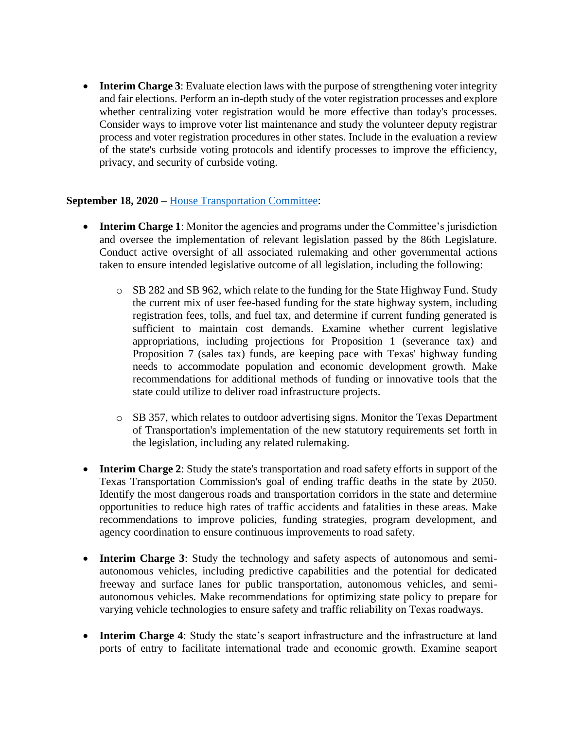- **Interim Charge 3**: Evaluate election laws with the purpose of strengthening voter integrity and fair elections. Perform an in-depth study of the voter registration processes and explore whether centralizing voter registration would be more effective than today's processes. Consider ways to improve voter list maintenance and study the volunteer deputy registrar process and voter registration procedures in other states. Include in the evaluation a review of the state's curbside voting protocols and identify processes to improve the efficiency, privacy, and security of curbside voting.

**September 18, 2020** – House Transportation Committee:

- **Interim Charge 1**: Monitor the agencies and programs under the Committee's jurisdiction and oversee the implementation of relevant legislation passed by the 86th Legislature. Conduct active oversight of all associated rulemaking and other governmental actions taken to ensure intended legislative outcome of all legislation, including the following:
  - SB 282 and SB 962, which relate to the funding for the State Highway Fund. Study the current mix of user fee-based funding for the state highway system, including registration fees, tolls, and fuel tax, and determine if current funding generated is sufficient to maintain cost demands. Examine whether current legislative appropriations, including projections for Proposition 1 (severance tax) and Proposition 7 (sales tax) funds, are keeping pace with Texas' highway funding needs to accommodate population and economic development growth. Make recommendations for additional methods of funding or innovative tools that the state could utilize to deliver road infrastructure projects.
  - SB 357, which relates to outdoor advertising signs. Monitor the Texas Department of Transportation's implementation of the new statutory requirements set forth in the legislation, including any related rulemaking.
- **Interim Charge 2**: Study the state's transportation and road safety efforts in support of the Texas Transportation Commission's goal of ending traffic deaths in the state by 2050. Identify the most dangerous roads and transportation corridors in the state and determine opportunities to reduce high rates of traffic accidents and fatalities in these areas. Make recommendations to improve policies, funding strategies, program development, and agency coordination to ensure continuous improvements to road safety.
- **Interim Charge 3**: Study the technology and safety aspects of autonomous and semi-autonomous vehicles, including predictive capabilities and the potential for dedicated freeway and surface lanes for public transportation, autonomous vehicles, and semi-autonomous vehicles. Make recommendations for optimizing state policy to prepare for varying vehicle technologies to ensure safety and traffic reliability on Texas roadways.
- **Interim Charge 4**: Study the state's seaport infrastructure and the infrastructure at land ports of entry to facilitate international trade and economic growth. Examine seaport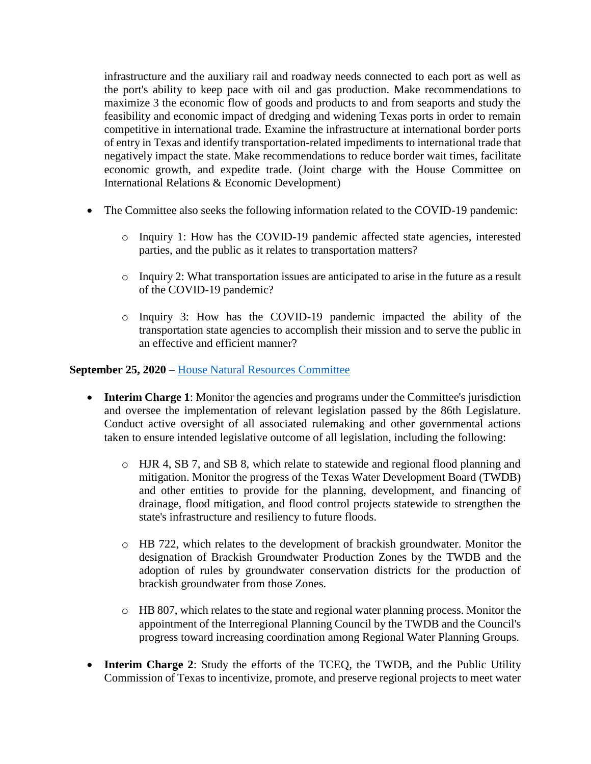infrastructure and the auxiliary rail and roadway needs connected to each port as well as the port's ability to keep pace with oil and gas production. Make recommendations to maximize 3 the economic flow of goods and products to and from seaports and study the feasibility and economic impact of dredging and widening Texas ports in order to remain competitive in international trade. Examine the infrastructure at international border ports of entry in Texas and identify transportation-related impediments to international trade that negatively impact the state. Make recommendations to reduce border wait times, facilitate economic growth, and expedite trade. (Joint charge with the House Committee on International Relations & Economic Development)

- The Committee also seeks the following information related to the COVID-19 pandemic:
    - Inquiry 1: How has the COVID-19 pandemic affected state agencies, interested parties, and the public as it relates to transportation matters?
    - Inquiry 2: What transportation issues are anticipated to arise in the future as a result of the COVID-19 pandemic?
    - Inquiry 3: How has the COVID-19 pandemic impacted the ability of the transportation state agencies to accomplish their mission and to serve the public in an effective and efficient manner?

**September 25, 2020** – House Natural Resources Committee

- **Interim Charge 1**: Monitor the agencies and programs under the Committee's jurisdiction and oversee the implementation of relevant legislation passed by the 86th Legislature. Conduct active oversight of all associated rulemaking and other governmental actions taken to ensure intended legislative outcome of all legislation, including the following:
    - HJR 4, SB 7, and SB 8, which relate to statewide and regional flood planning and mitigation. Monitor the progress of the Texas Water Development Board (TWDB) and other entities to provide for the planning, development, and financing of drainage, flood mitigation, and flood control projects statewide to strengthen the state's infrastructure and resiliency to future floods.
    - HB 722, which relates to the development of brackish groundwater. Monitor the designation of Brackish Groundwater Production Zones by the TWDB and the adoption of rules by groundwater conservation districts for the production of brackish groundwater from those Zones.
    - HB 807, which relates to the state and regional water planning process. Monitor the appointment of the Interregional Planning Council by the TWDB and the Council's progress toward increasing coordination among Regional Water Planning Groups.
- **Interim Charge 2**: Study the efforts of the TCEQ, the TWDB, and the Public Utility Commission of Texas to incentivize, promote, and preserve regional projects to meet water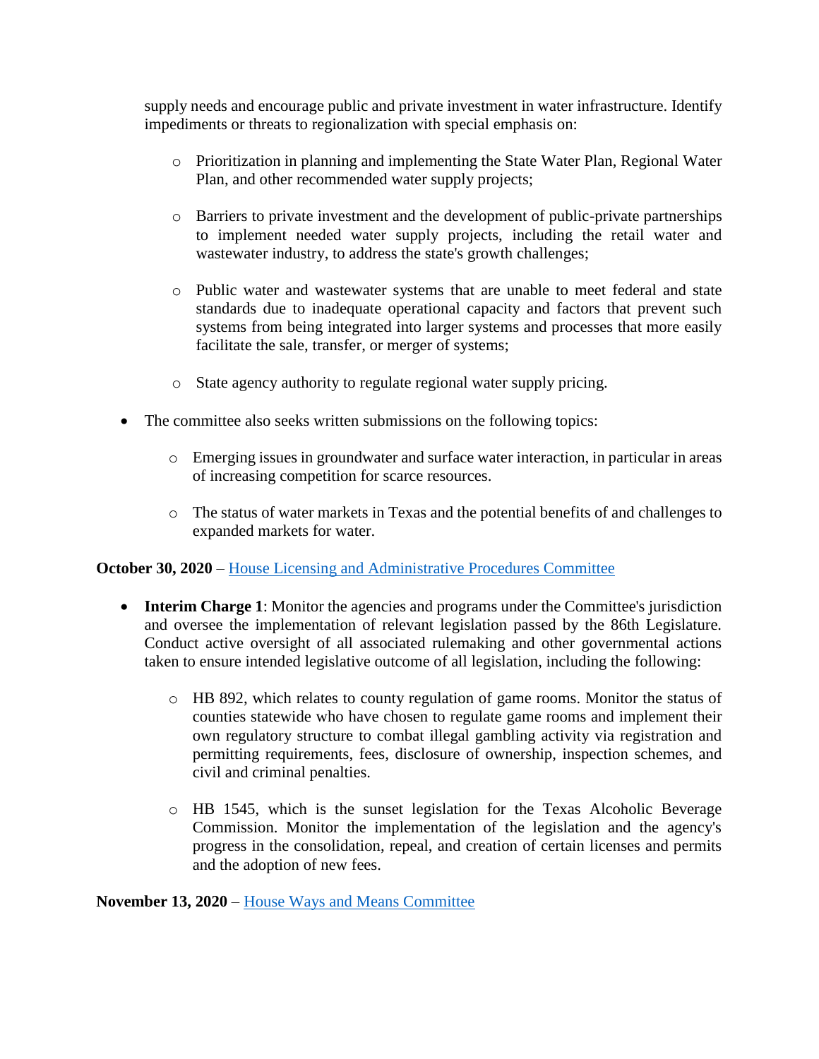supply needs and encourage public and private investment in water infrastructure. Identify impediments or threats to regionalization with special emphasis on:

  - Prioritization in planning and implementing the State Water Plan, Regional Water Plan, and other recommended water supply projects;
  - Barriers to private investment and the development of public-private partnerships to implement needed water supply projects, including the retail water and wastewater industry, to address the state's growth challenges;
  - Public water and wastewater systems that are unable to meet federal and state standards due to inadequate operational capacity and factors that prevent such systems from being integrated into larger systems and processes that more easily facilitate the sale, transfer, or merger of systems;
  - State agency authority to regulate regional water supply pricing.

- The committee also seeks written submissions on the following topics:
  - Emerging issues in groundwater and surface water interaction, in particular in areas of increasing competition for scarce resources.
  - The status of water markets in Texas and the potential benefits of and challenges to expanded markets for water.

**October 30, 2020** – House Licensing and Administrative Procedures Committee

- **Interim Charge 1**: Monitor the agencies and programs under the Committee's jurisdiction and oversee the implementation of relevant legislation passed by the 86th Legislature. Conduct active oversight of all associated rulemaking and other governmental actions taken to ensure intended legislative outcome of all legislation, including the following:
  - HB 892, which relates to county regulation of game rooms. Monitor the status of counties statewide who have chosen to regulate game rooms and implement their own regulatory structure to combat illegal gambling activity via registration and permitting requirements, fees, disclosure of ownership, inspection schemes, and civil and criminal penalties.
  - HB 1545, which is the sunset legislation for the Texas Alcoholic Beverage Commission. Monitor the implementation of the legislation and the agency's progress in the consolidation, repeal, and creation of certain licenses and permits and the adoption of new fees.

**November 13, 2020** – House Ways and Means Committee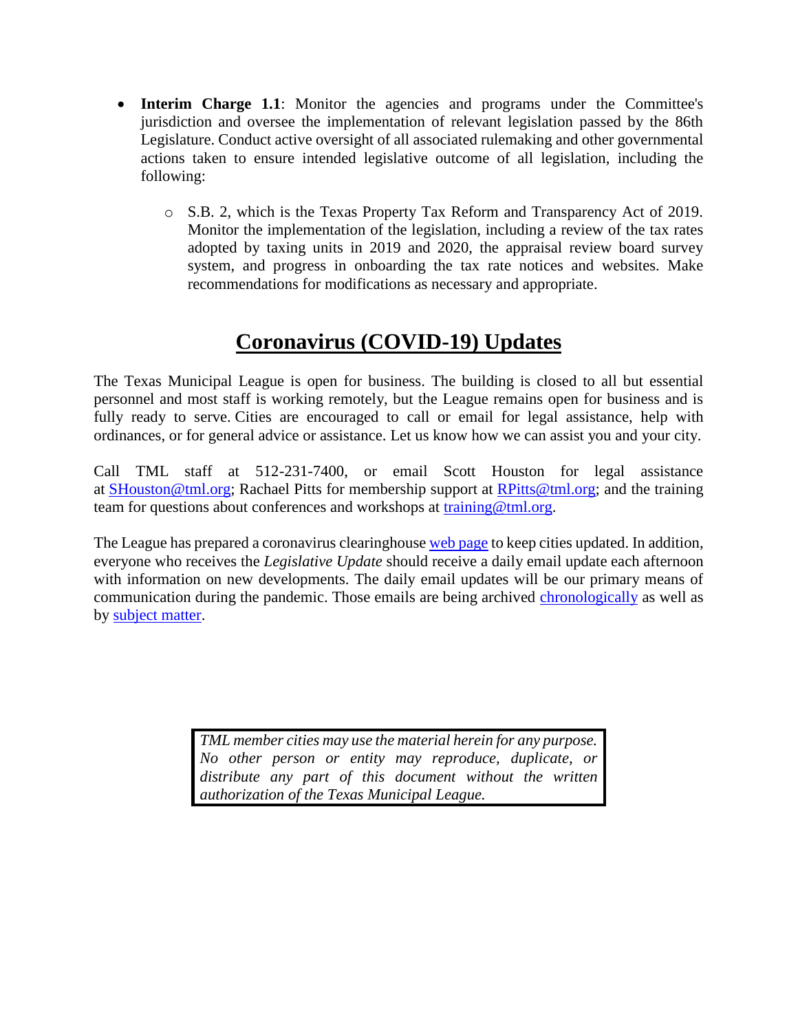- **Interim Charge 1.1**: Monitor the agencies and programs under the Committee's jurisdiction and oversee the implementation of relevant legislation passed by the 86th Legislature. Conduct active oversight of all associated rulemaking and other governmental actions taken to ensure intended legislative outcome of all legislation, including the following:
    - S.B. 2, which is the Texas Property Tax Reform and Transparency Act of 2019. Monitor the implementation of the legislation, including a review of the tax rates adopted by taxing units in 2019 and 2020, the appraisal review board survey system, and progress in onboarding the tax rate notices and websites. Make recommendations for modifications as necessary and appropriate.

## Coronavirus (COVID-19) Updates

The Texas Municipal League is open for business. The building is closed to all but essential personnel and most staff is working remotely, but the League remains open for business and is fully ready to serve. Cities are encouraged to call or email for legal assistance, help with ordinances, or for general advice or assistance. Let us know how we can assist you and your city.

Call TML staff at 512-231-7400, or email Scott Houston for legal assistance at SHouston@tml.org; Rachael Pitts for membership support at RPitts@tml.org; and the training team for questions about conferences and workshops at training@tml.org.

The League has prepared a coronavirus clearinghouse web page to keep cities updated. In addition, everyone who receives the *Legislative Update* should receive a daily email update each afternoon with information on new developments. The daily email updates will be our primary means of communication during the pandemic. Those emails are being archived chronologically as well as by subject matter.

*TML member cities may use the material herein for any purpose. No other person or entity may reproduce, duplicate, or distribute any part of this document without the written authorization of the Texas Municipal League.*